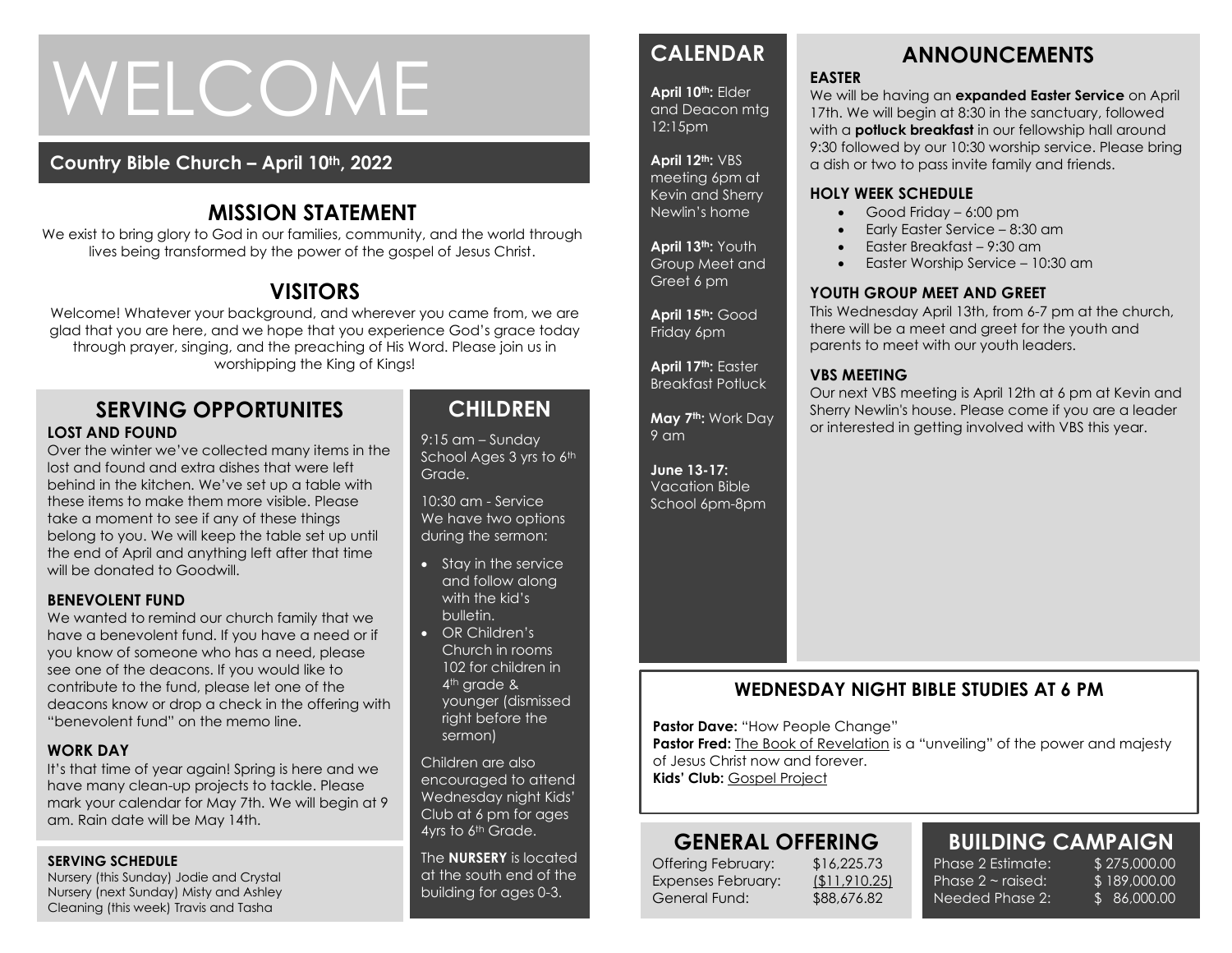# WELCOME

**Country Bible Church – April 10th, 2022**

## MISSION STATEMENT

We exist to bring glory to God in our families, community, and the world through lives being transformed by the power of the gospel of Jesus Christ.

## VISITORS

Welcome! Whatever your background, and wherever you came from, we are glad that you are here, and we hope that you experience God's grace today through prayer, singing, and the preaching of His Word. Please join us in worshipping the King of Kings!

## SERVING OPPORTUNITES

### LOST AND FOUND

Over the winter we've collected many items in the lost and found and extra dishes that were left behind in the kitchen. We've set up a table with these items to make them more visible. Please take a moment to see if any of these things belong to you. We will keep the table set up until the end of April and anything left after that time will be donated to Goodwill.

### BENEVOLENT FUND

We wanted to remind our church family that we have a benevolent fund. If you have a need or if you know of someone who has a need, please see one of the deacons. If you would like to contribute to the fund, please let one of the deacons know or drop a check in the offering with "benevolent fund" on the memo line.

### WORK DAY

It's that time of year again! Spring is here and we have many clean-up projects to tackle. Please mark your calendar for May 7th. We will begin at 9 am. Rain date will be May 14th.

### SERVING SCHEDULE

Nursery (this Sunday) Jodie and Crystal
Nursery (next Sunday) Misty and Ashley
Cleaning (this week) Travis and Tasha

## CHILDREN

9:15 am – Sunday School Ages 3 yrs to 6th Grade.

10:30 am - Service
We have two options during the sermon:

- Stay in the service and follow along with the kid's bulletin.
- OR Children's Church in rooms 102 for children in 4th grade & younger (dismissed right before the sermon)

Children are also encouraged to attend Wednesday night Kids' Club at 6 pm for ages 4yrs to 6th Grade.

The **NURSERY** is located at the south end of the building for ages 0-3.

## CALENDAR

**April 10th:** Elder and Deacon mtg 12:15pm

**April 12th:** VBS meeting 6pm at Kevin and Sherry Newlin's home

**April 13th:** Youth Group Meet and Greet 6 pm

**April 15th:** Good Friday 6pm

**April 17th:** Easter Breakfast Potluck

**May 7th:** Work Day 9 am

**June 13-17:** Vacation Bible School 6pm-8pm

## ANNOUNCEMENTS

### EASTER

We will be having an **expanded Easter Service** on April 17th. We will begin at 8:30 in the sanctuary, followed with a **potluck breakfast** in our fellowship hall around 9:30 followed by our 10:30 worship service. Please bring a dish or two to pass invite family and friends.

### HOLY WEEK SCHEDULE

- Good Friday – 6:00 pm
- Early Easter Service – 8:30 am
- Easter Breakfast – 9:30 am
- Easter Worship Service – 10:30 am

### YOUTH GROUP MEET AND GREET

This Wednesday April 13th, from 6-7 pm at the church, there will be a meet and greet for the youth and parents to meet with our youth leaders.

### VBS MEETING

Our next VBS meeting is April 12th at 6 pm at Kevin and Sherry Newlin's house. Please come if you are a leader or interested in getting involved with VBS this year.

## WEDNESDAY NIGHT BIBLE STUDIES AT 6 PM

**Pastor Dave:** "How People Change"
**Pastor Fred:** The Book of Revelation is a "unveiling" of the power and majesty of Jesus Christ now and forever.
**Kids' Club:** Gospel Project

## GENERAL OFFERING

| | |
|---|---|
| Offering February: | $16,225.73 |
| Expenses February: | ($11,910.25) |
| General Fund: | $88,676.82 |

## BUILDING CAMPAIGN

| | |
|---|---|
| Phase 2 Estimate: | $ 275,000.00 |
| Phase 2 ~ raised: | $ 189,000.00 |
| Needed Phase 2: | $ 86,000.00 |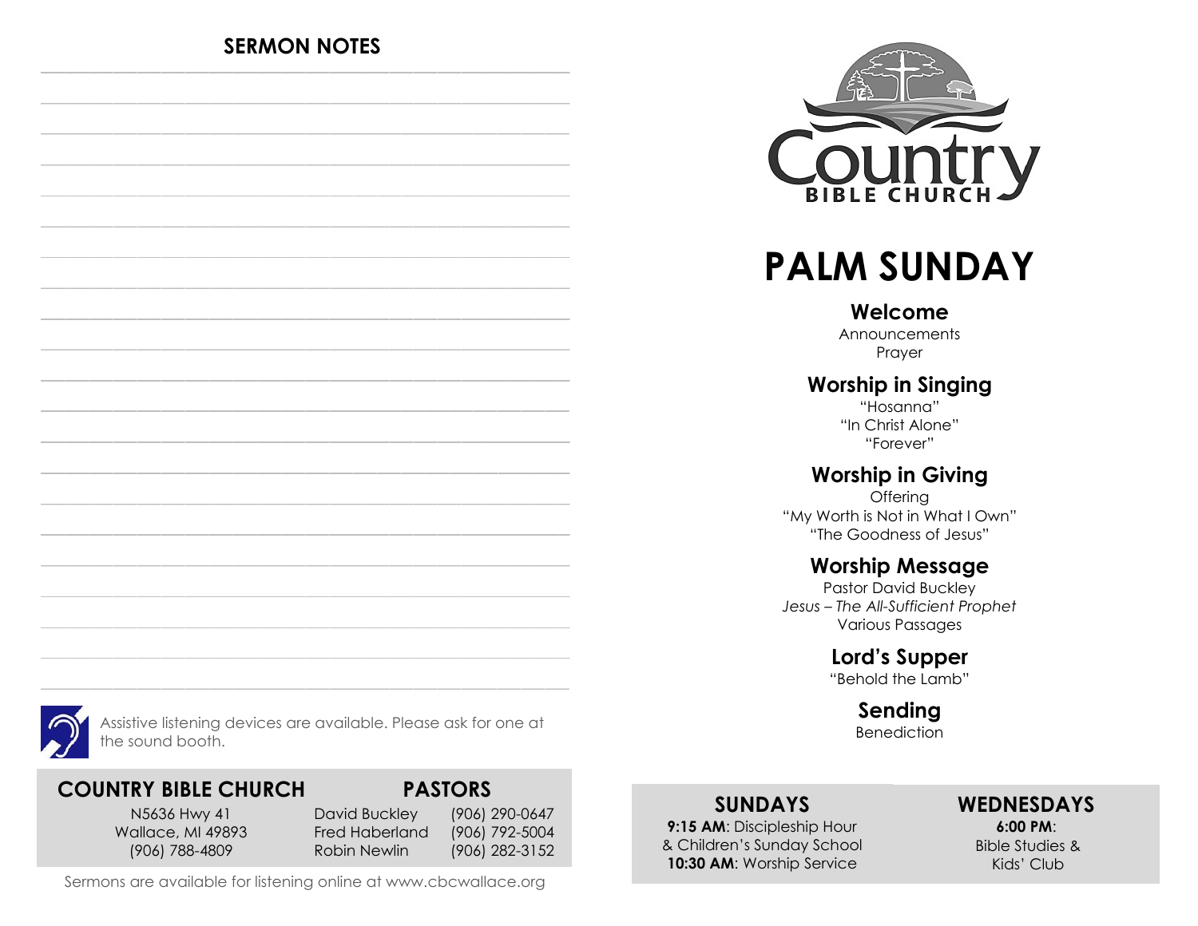## SERMON NOTES

Assistive listening devices are available. Please ask for one at the sound booth.

**COUNTRY BIBLE CHURCH**

N5636 Hwy 41
Wallace, MI 49893
(906) 788-4809

**PASTORS**

| | |
|---|---|
| David Buckley | (906) 290-0647 |
| Fred Haberland | (906) 792-5004 |
| Robin Newlin | (906) 282-3152 |

Sermons are available for listening online at www.cbcwallace.org

Country
BIBLE CHURCH

# PALM SUNDAY

### Welcome

Announcements
Prayer

### Worship in Singing

"Hosanna"
"In Christ Alone"
"Forever"

### Worship in Giving

Offering
"My Worth is Not in What I Own"
"The Goodness of Jesus"

### Worship Message

Pastor David Buckley
*Jesus – The All-Sufficient Prophet*
Various Passages

### Lord's Supper

"Behold the Lamb"

### Sending

Benediction

**SUNDAYS**

**9:15 AM**: Discipleship Hour & Children's Sunday School
**10:30 AM**: Worship Service

**WEDNESDAYS**

**6:00 PM**: Bible Studies & Kids' Club